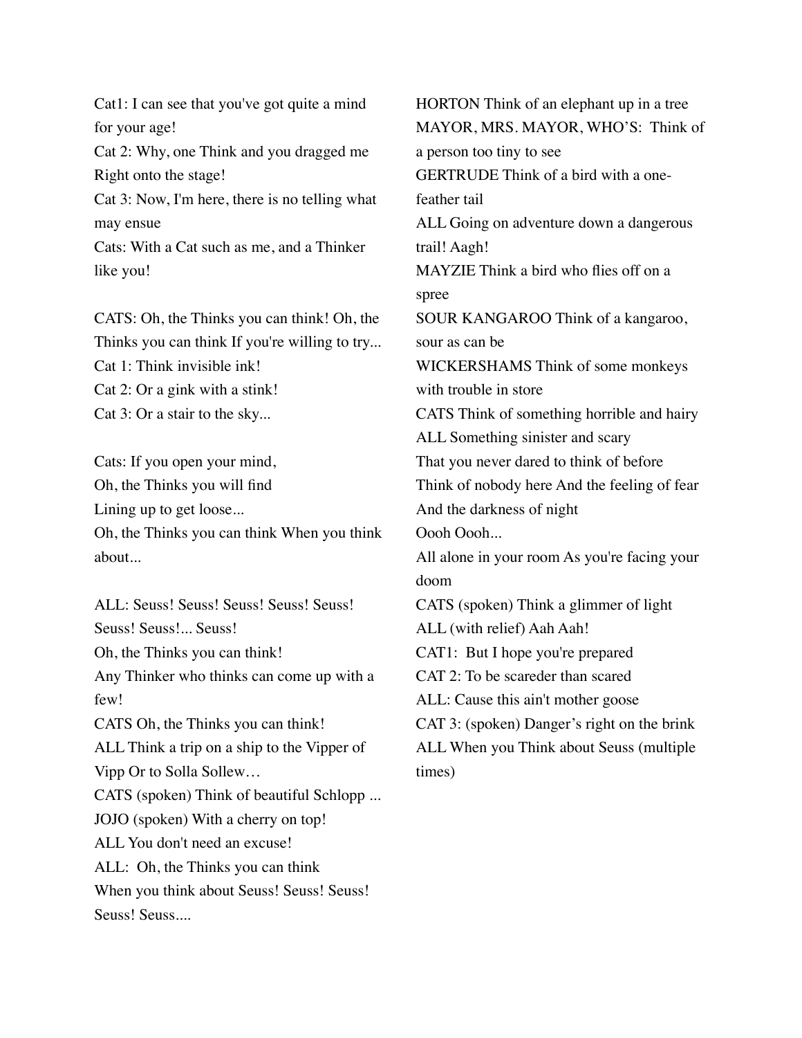Cat1: I can see that you've got quite a mind for your age!
Cat 2: Why, one Think and you dragged me Right onto the stage!
Cat 3: Now, I'm here, there is no telling what may ensue
Cats: With a Cat such as me, and a Thinker like you!

CATS: Oh, the Thinks you can think! Oh, the Thinks you can think If you're willing to try...
Cat 1: Think invisible ink!
Cat 2: Or a gink with a stink!
Cat 3: Or a stair to the sky...

Cats: If you open your mind,
Oh, the Thinks you will find
Lining up to get loose...
Oh, the Thinks you can think When you think about...

ALL: Seuss! Seuss! Seuss! Seuss! Seuss! Seuss! Seuss!... Seuss!
Oh, the Thinks you can think!
Any Thinker who thinks can come up with a few!
CATS Oh, the Thinks you can think!
ALL Think a trip on a ship to the Vipper of Vipp Or to Solla Sollew…
CATS (spoken) Think of beautiful Schlopp ...
JOJO (spoken) With a cherry on top!
ALL You don't need an excuse!
ALL: Oh, the Thinks you can think
When you think about Seuss! Seuss! Seuss! Seuss! Seuss....

HORTON Think of an elephant up in a tree
MAYOR, MRS. MAYOR, WHO'S: Think of a person too tiny to see
GERTRUDE Think of a bird with a one-feather tail
ALL Going on adventure down a dangerous trail! Aagh!
MAYZIE Think a bird who flies off on a spree
SOUR KANGAROO Think of a kangaroo, sour as can be
WICKERSHAMS Think of some monkeys with trouble in store
CATS Think of something horrible and hairy
ALL Something sinister and scary
That you never dared to think of before
Think of nobody here And the feeling of fear
And the darkness of night
Oooh Oooh...
All alone in your room As you're facing your doom
CATS (spoken) Think a glimmer of light
ALL (with relief) Aah Aah!
CAT1: But I hope you're prepared
CAT 2: To be scareder than scared
ALL: Cause this ain't mother goose
CAT 3: (spoken) Danger's right on the brink
ALL When you Think about Seuss (multiple times)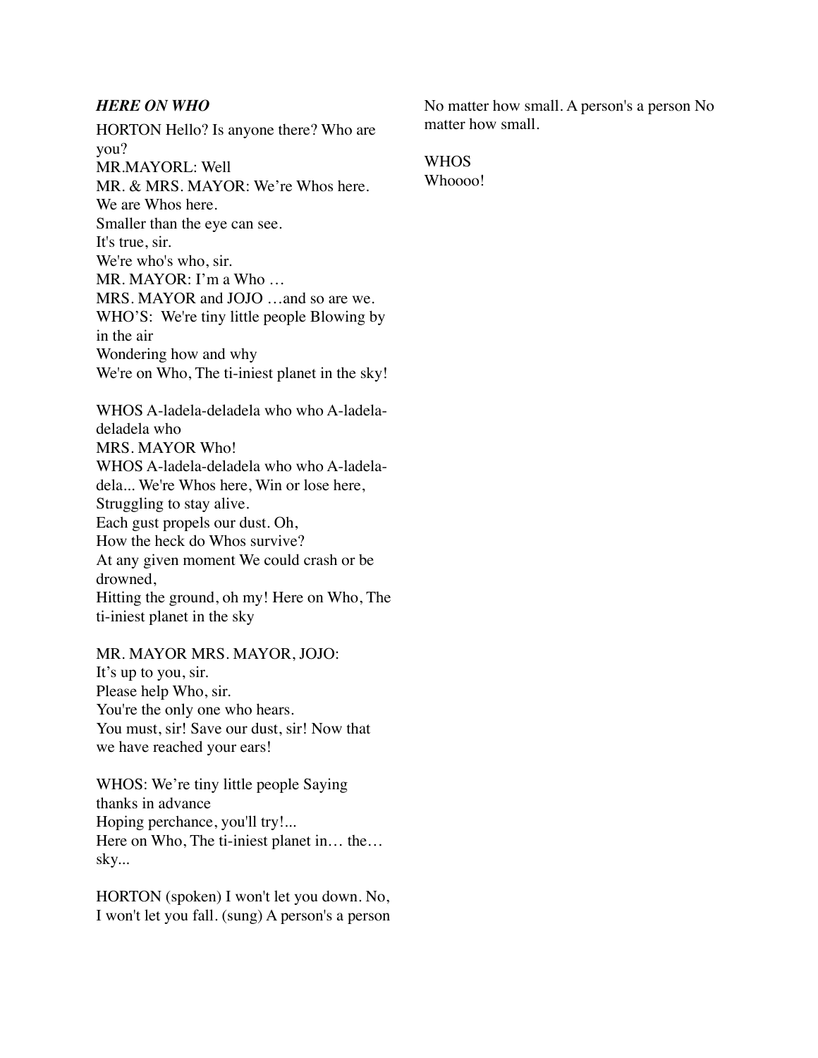***HERE ON WHO***

HORTON Hello? Is anyone there? Who are you?
MR.MAYORL: Well
MR. & MRS. MAYOR: We're Whos here.
We are Whos here.
Smaller than the eye can see.
It's true, sir.
We're who's who, sir.
MR. MAYOR: I'm a Who …
MRS. MAYOR and JOJO …and so are we.
WHO'S:  We're tiny little people Blowing by in the air
Wondering how and why
We're on Who, The ti-iniest planet in the sky!

WHOS A-ladela-deladela who who A-ladela-deladela who
MRS. MAYOR Who!
WHOS A-ladela-deladela who who A-ladela-dela... We're Whos here, Win or lose here,
Struggling to stay alive.
Each gust propels our dust. Oh,
How the heck do Whos survive?
At any given moment We could crash or be drowned,
Hitting the ground, oh my! Here on Who, The ti-iniest planet in the sky

MR. MAYOR MRS. MAYOR, JOJO:
It's up to you, sir.
Please help Who, sir.
You're the only one who hears.
You must, sir! Save our dust, sir! Now that we have reached your ears!

WHOS: We're tiny little people Saying thanks in advance
Hoping perchance, you'll try!...
Here on Who, The ti-iniest planet in… the… sky...

HORTON (spoken) I won't let you down. No, I won't let you fall. (sung) A person's a person No matter how small. A person's a person No matter how small.

WHOS
Whoooo!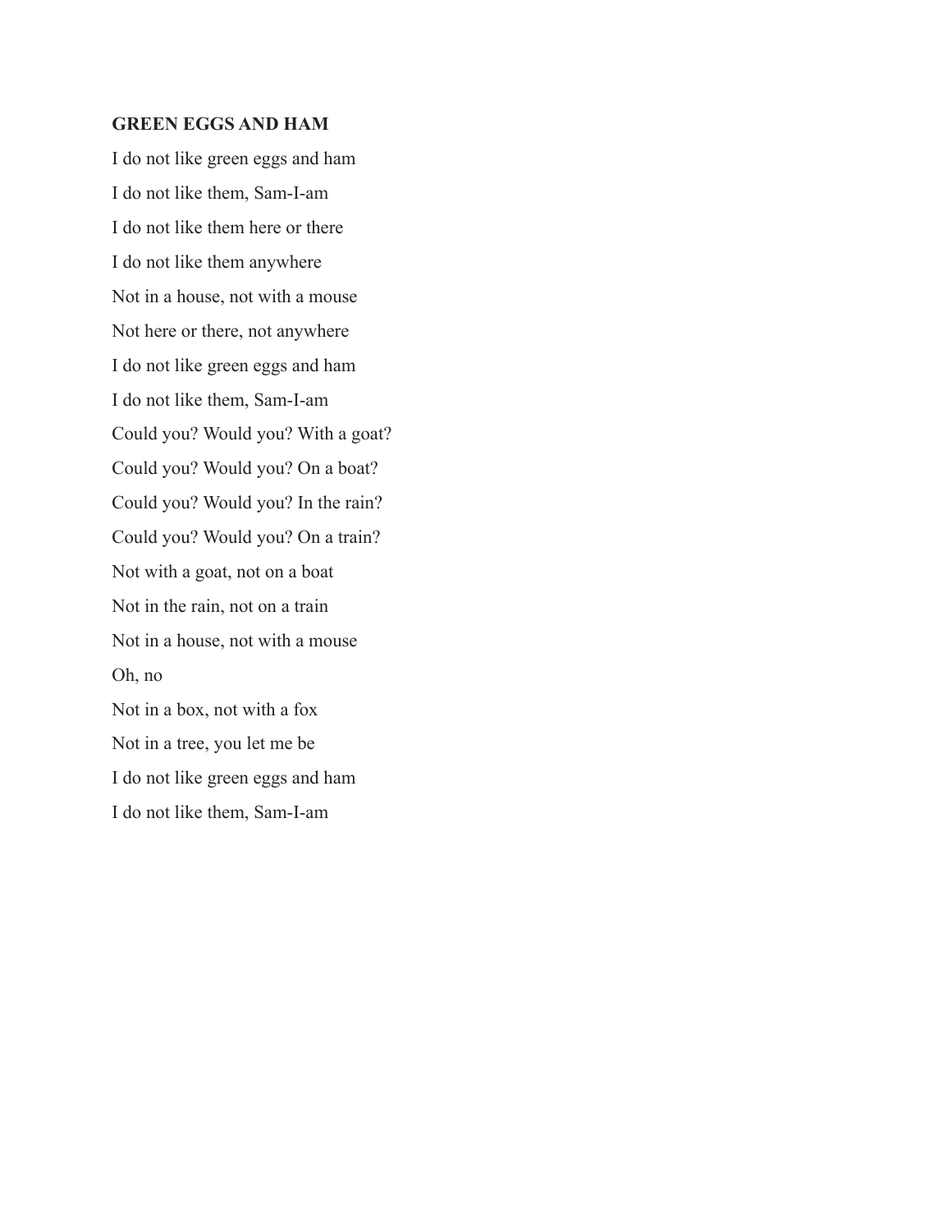**GREEN EGGS AND HAM**

I do not like green eggs and ham

I do not like them, Sam-I-am

I do not like them here or there

I do not like them anywhere

Not in a house, not with a mouse

Not here or there, not anywhere

I do not like green eggs and ham

I do not like them, Sam-I-am

Could you? Would you? With a goat?

Could you? Would you? On a boat?

Could you? Would you? In the rain?

Could you? Would you? On a train?

Not with a goat, not on a boat

Not in the rain, not on a train

Not in a house, not with a mouse

Oh, no

Not in a box, not with a fox

Not in a tree, you let me be

I do not like green eggs and ham

I do not like them, Sam-I-am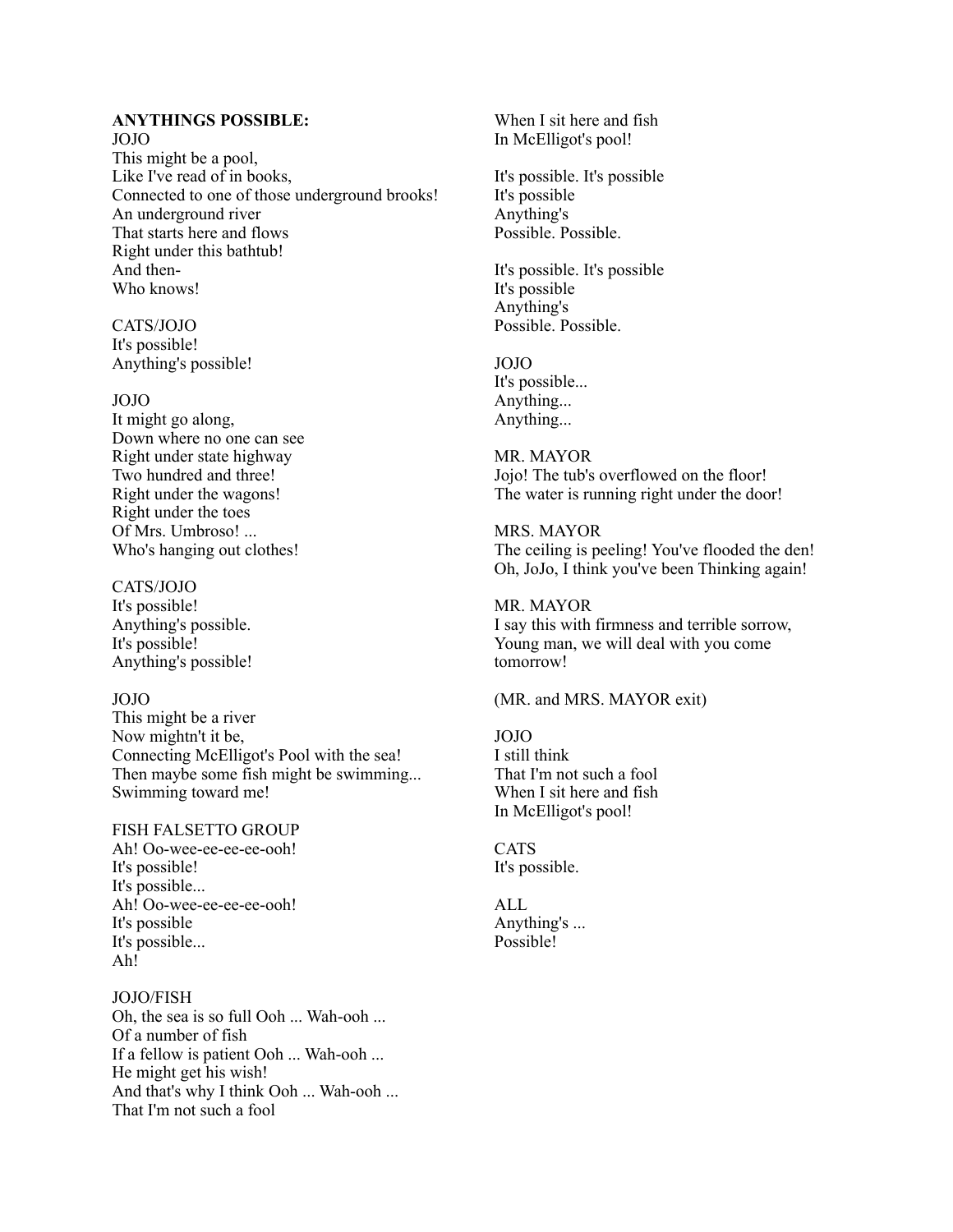**ANYTHINGS POSSIBLE:**

JOJO
This might be a pool,
Like I've read of in books,
Connected to one of those underground brooks!
An underground river
That starts here and flows
Right under this bathtub!
And then-
Who knows!

CATS/JOJO
It's possible!
Anything's possible!

JOJO
It might go along,
Down where no one can see
Right under state highway
Two hundred and three!
Right under the wagons!
Right under the toes
Of Mrs. Umbroso! ...
Who's hanging out clothes!

CATS/JOJO
It's possible!
Anything's possible.
It's possible!
Anything's possible!

JOJO
This might be a river
Now mightn't it be,
Connecting McElligot's Pool with the sea!
Then maybe some fish might be swimming...
Swimming toward me!

FISH FALSETTO GROUP
Ah! Oo-wee-ee-ee-ee-ooh!
It's possible!
It's possible...
Ah! Oo-wee-ee-ee-ee-ooh!
It's possible
It's possible...
Ah!

JOJO/FISH
Oh, the sea is so full Ooh ... Wah-ooh ...
Of a number of fish
If a fellow is patient Ooh ... Wah-ooh ...
He might get his wish!
And that's why I think Ooh ... Wah-ooh ...
That I'm not such a fool
When I sit here and fish
In McElligot's pool!

It's possible. It's possible
It's possible
Anything's
Possible. Possible.

It's possible. It's possible
It's possible
Anything's
Possible. Possible.

JOJO
It's possible...
Anything...
Anything...

MR. MAYOR
Jojo! The tub's overflowed on the floor!
The water is running right under the door!

MRS. MAYOR
The ceiling is peeling! You've flooded the den!
Oh, JoJo, I think you've been Thinking again!

MR. MAYOR
I say this with firmness and terrible sorrow,
Young man, we will deal with you come tomorrow!

(MR. and MRS. MAYOR exit)

JOJO
I still think
That I'm not such a fool
When I sit here and fish
In McElligot's pool!

CATS
It's possible.

ALL
Anything's ...
Possible!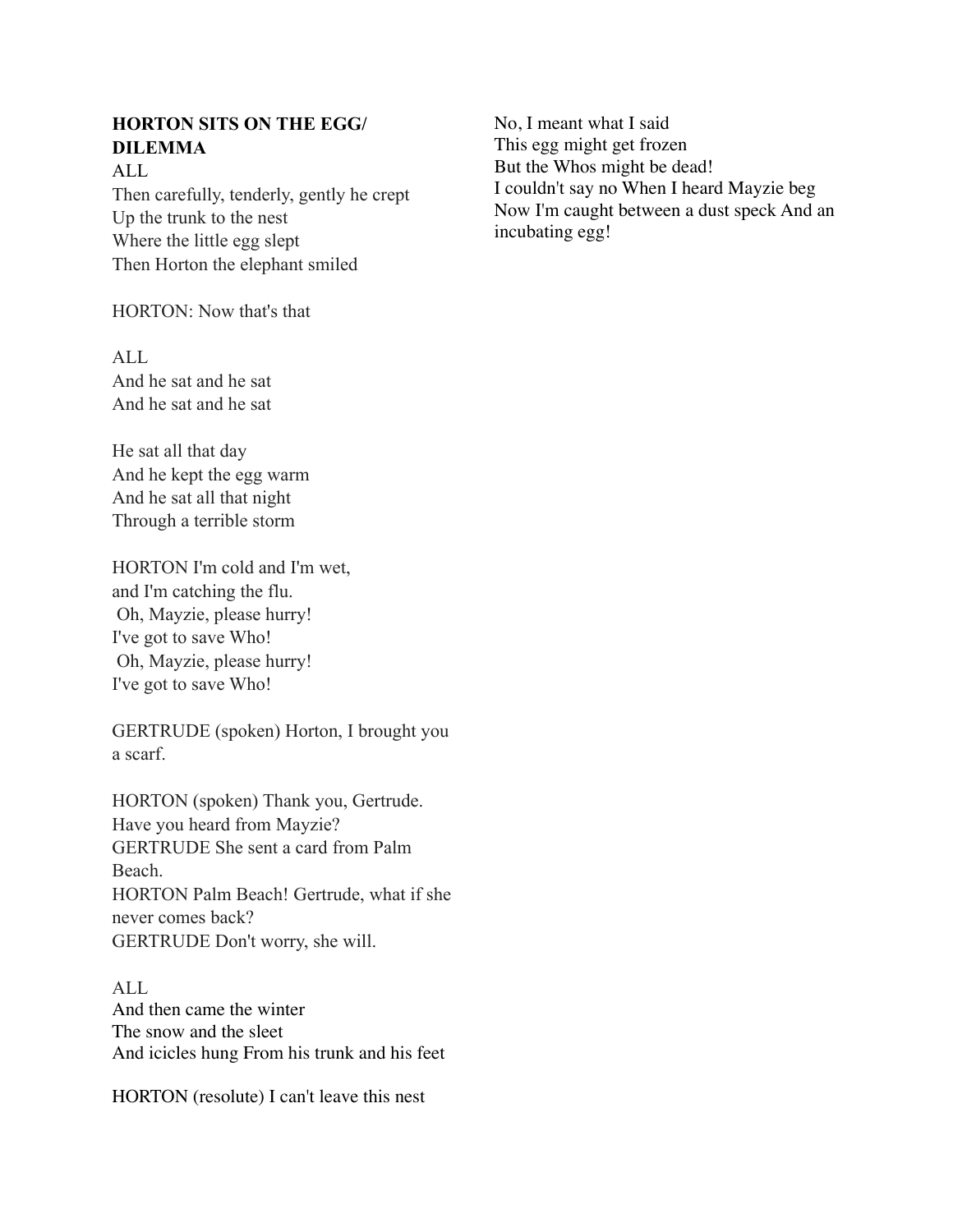**HORTON SITS ON THE EGG/ DILEMMA**

ALL

Then carefully, tenderly, gently he crept
Up the trunk to the nest
Where the little egg slept
Then Horton the elephant smiled

HORTON: Now that's that

ALL

And he sat and he sat
And he sat and he sat

He sat all that day
And he kept the egg warm
And he sat all that night
Through a terrible storm

HORTON I'm cold and I'm wet,
and I'm catching the flu.
Oh, Mayzie, please hurry!
I've got to save Who!
Oh, Mayzie, please hurry!
I've got to save Who!

GERTRUDE (spoken) Horton, I brought you a scarf.

HORTON (spoken) Thank you, Gertrude. Have you heard from Mayzie?
GERTRUDE She sent a card from Palm Beach.
HORTON Palm Beach! Gertrude, what if she never comes back?
GERTRUDE Don't worry, she will.

ALL

And then came the winter
The snow and the sleet
And icicles hung From his trunk and his feet

HORTON (resolute) I can't leave this nest
No, I meant what I said
This egg might get frozen
But the Whos might be dead!
I couldn't say no When I heard Mayzie beg
Now I'm caught between a dust speck And an incubating egg!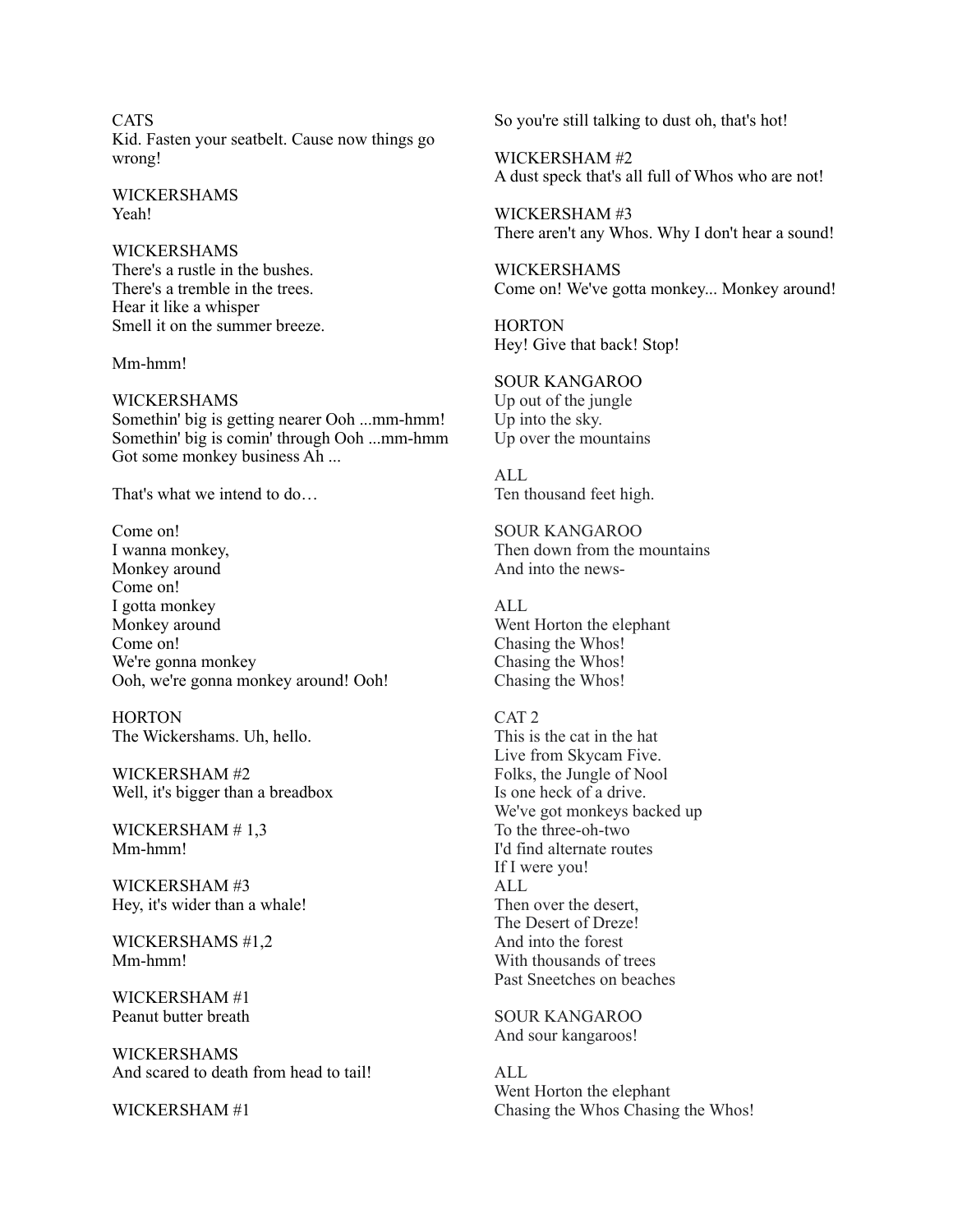CATS
Kid. Fasten your seatbelt. Cause now things go wrong!

WICKERSHAMS
Yeah!

WICKERSHAMS
There's a rustle in the bushes.
There's a tremble in the trees.
Hear it like a whisper
Smell it on the summer breeze.

Mm-hmm!

WICKERSHAMS
Somethin' big is getting nearer Ooh ...mm-hmm!
Somethin' big is comin' through Ooh ...mm-hmm
Got some monkey business Ah ...

That's what we intend to do…

Come on!
I wanna monkey,
Monkey around
Come on!
I gotta monkey
Monkey around
Come on!
We're gonna monkey
Ooh, we're gonna monkey around! Ooh!

HORTON
The Wickershams. Uh, hello.

WICKERSHAM #2
Well, it's bigger than a breadbox

WICKERSHAM # 1,3
Mm-hmm!

WICKERSHAM #3
Hey, it's wider than a whale!

WICKERSHAMS #1,2
Mm-hmm!

WICKERSHAM #1
Peanut butter breath

WICKERSHAMS
And scared to death from head to tail!

WICKERSHAM #1
So you're still talking to dust oh, that's hot!

WICKERSHAM #2
A dust speck that's all full of Whos who are not!

WICKERSHAM #3
There aren't any Whos. Why I don't hear a sound!

WICKERSHAMS
Come on! We've gotta monkey... Monkey around!

HORTON
Hey! Give that back! Stop!

SOUR KANGAROO
Up out of the jungle
Up into the sky.
Up over the mountains

ALL
Ten thousand feet high.

SOUR KANGAROO
Then down from the mountains
And into the news-

ALL
Went Horton the elephant
Chasing the Whos!
Chasing the Whos!
Chasing the Whos!

CAT 2
This is the cat in the hat
Live from Skycam Five.
Folks, the Jungle of Nool
Is one heck of a drive.
We've got monkeys backed up
To the three-oh-two
I'd find alternate routes
If I were you!

ALL
Then over the desert,
The Desert of Dreze!
And into the forest
With thousands of trees
Past Sneetches on beaches

SOUR KANGAROO
And sour kangaroos!

ALL
Went Horton the elephant
Chasing the Whos Chasing the Whos!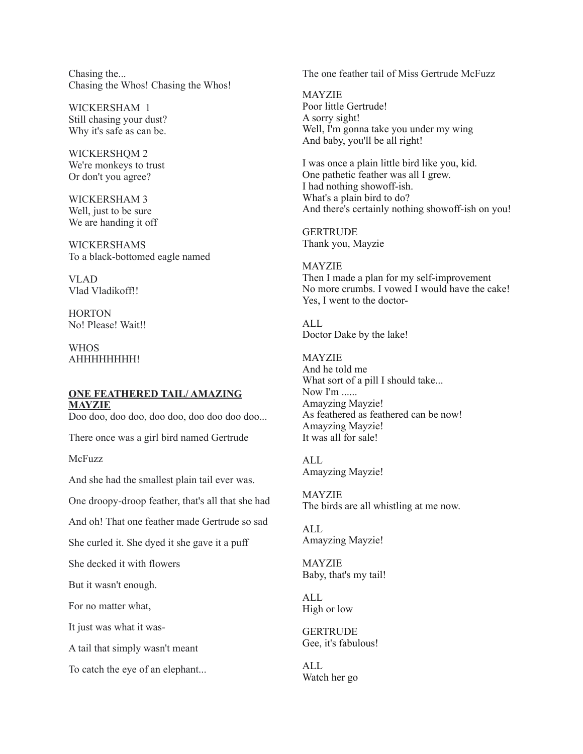Chasing the...
Chasing the Whos! Chasing the Whos!

WICKERSHAM 1
Still chasing your dust?
Why it's safe as can be.

WICKERSHQM 2
We're monkeys to trust
Or don't you agree?

WICKERSHAM 3
Well, just to be sure
We are handing it off

WICKERSHAMS
To a black-bottomed eagle named

VLAD
Vlad Vladikoff!!

HORTON
No! Please! Wait!!

WHOS
AHHHHHHHH!

**ONE FEATHERED TAIL/ AMAZING MAYZIE**

Doo doo, doo doo, doo doo, doo doo doo doo...

There once was a girl bird named Gertrude

McFuzz

And she had the smallest plain tail ever was.

One droopy-droop feather, that's all that she had

And oh! That one feather made Gertrude so sad

She curled it. She dyed it she gave it a puff

She decked it with flowers

But it wasn't enough.

For no matter what,

It just was what it was-

A tail that simply wasn't meant

To catch the eye of an elephant...

The one feather tail of Miss Gertrude McFuzz

MAYZIE
Poor little Gertrude!
A sorry sight!
Well, I'm gonna take you under my wing
And baby, you'll be all right!

I was once a plain little bird like you, kid.
One pathetic feather was all I grew.
I had nothing showoff-ish.
What's a plain bird to do?
And there's certainly nothing showoff-ish on you!

GERTRUDE
Thank you, Mayzie

MAYZIE
Then I made a plan for my self-improvement
No more crumbs. I vowed I would have the cake!
Yes, I went to the doctor-

ALL
Doctor Dake by the lake!

MAYZIE
And he told me
What sort of a pill I should take...
Now I'm ......
Amayzing Mayzie!
As feathered as feathered can be now!
Amayzing Mayzie!
It was all for sale!

ALL
Amayzing Mayzie!

MAYZIE
The birds are all whistling at me now.

ALL
Amayzing Mayzie!

MAYZIE
Baby, that's my tail!

ALL
High or low

GERTRUDE
Gee, it's fabulous!

ALL
Watch her go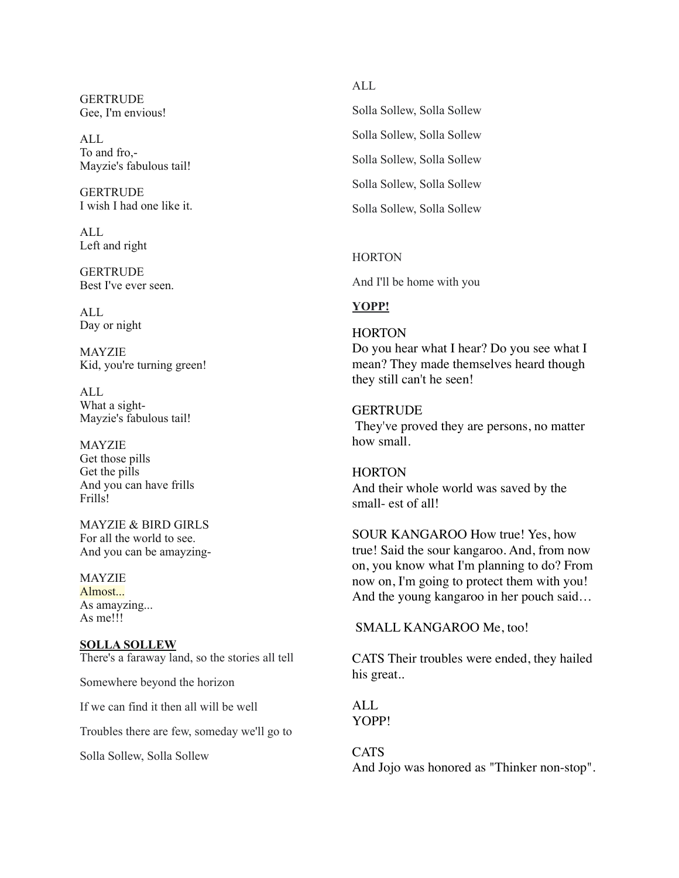GERTRUDE
Gee, I'm envious!

ALL
To and fro,-
Mayzie's fabulous tail!

GERTRUDE
I wish I had one like it.

ALL
Left and right

GERTRUDE
Best I've ever seen.

ALL
Day or night

MAYZIE
Kid, you're turning green!

ALL
What a sight-
Mayzie's fabulous tail!

MAYZIE
Get those pills
Get the pills
And you can have frills
Frills!

MAYZIE & BIRD GIRLS
For all the world to see.
And you can be amayzing-

MAYZIE
Almost...
As amayzing...
As me!!!

**SOLLA SOLLEW**

There's a faraway land, so the stories all tell

Somewhere beyond the horizon

If we can find it then all will be well

Troubles there are few, someday we'll go to

Solla Sollew, Solla Sollew

ALL

Solla Sollew, Solla Sollew

Solla Sollew, Solla Sollew

Solla Sollew, Solla Sollew

Solla Sollew, Solla Sollew

Solla Sollew, Solla Sollew

HORTON

And I'll be home with you

**YOPP!**

HORTON
Do you hear what I hear? Do you see what I mean? They made themselves heard though they still can't he seen!

GERTRUDE
They've proved they are persons, no matter how small.

HORTON
And their whole world was saved by the small- est of all!

SOUR KANGAROO How true! Yes, how true! Said the sour kangaroo. And, from now on, you know what I'm planning to do? From now on, I'm going to protect them with you! And the young kangaroo in her pouch said…

SMALL KANGAROO Me, too!

CATS Their troubles were ended, they hailed his great..

ALL
YOPP!

CATS
And Jojo was honored as "Thinker non-stop".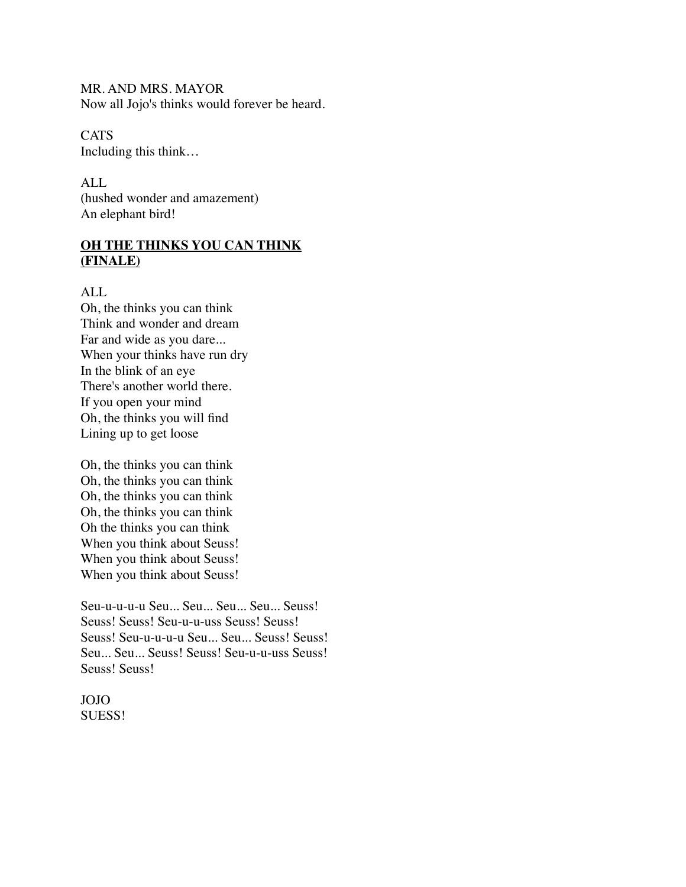MR. AND MRS. MAYOR
Now all Jojo's thinks would forever be heard.

CATS
Including this think…

ALL
(hushed wonder and amazement)
An elephant bird!

**OH THE THINKS YOU CAN THINK (FINALE)**

ALL
Oh, the thinks you can think
Think and wonder and dream
Far and wide as you dare...
When your thinks have run dry
In the blink of an eye
There's another world there.
If you open your mind
Oh, the thinks you will find
Lining up to get loose

Oh, the thinks you can think
Oh, the thinks you can think
Oh, the thinks you can think
Oh, the thinks you can think
Oh the thinks you can think
When you think about Seuss!
When you think about Seuss!
When you think about Seuss!

Seu-u-u-u-u Seu... Seu... Seu... Seu... Seuss!
Seuss! Seuss! Seu-u-u-uss Seuss! Seuss!
Seuss! Seu-u-u-u-u Seu... Seu... Seuss! Seuss!
Seu... Seu... Seuss! Seuss! Seu-u-u-uss Seuss!
Seuss! Seuss!

JOJO
SUESS!